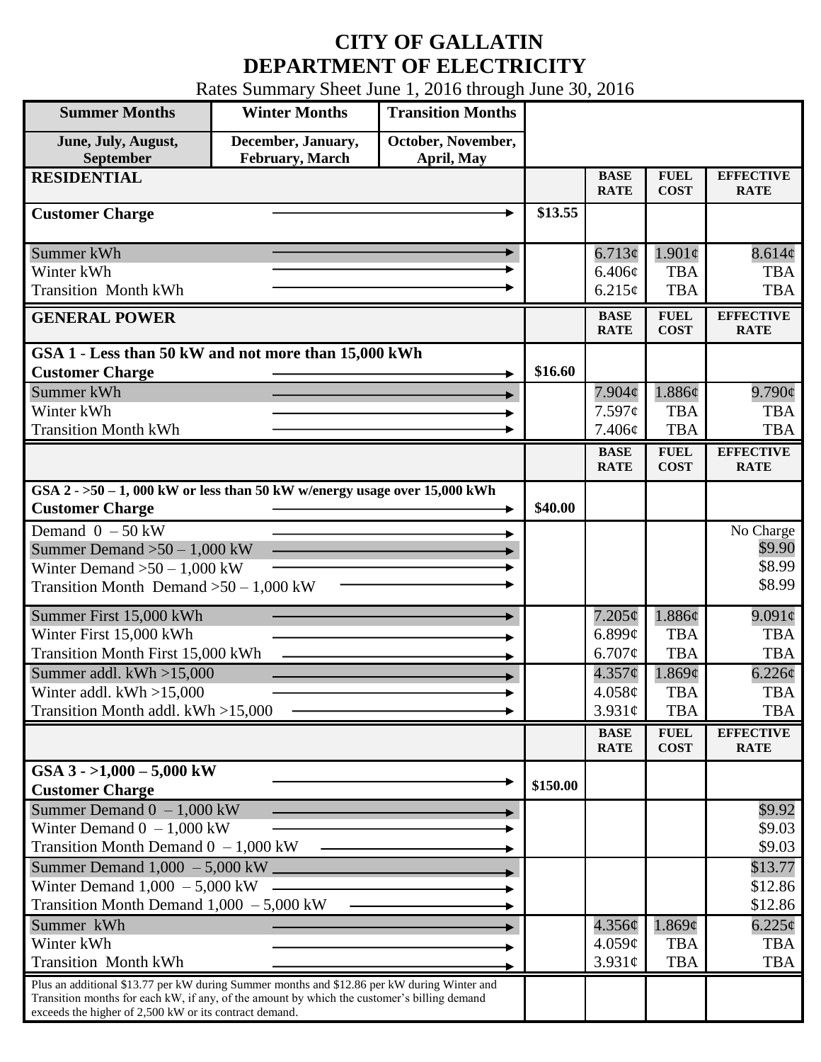# CITY OF GALLATIN
# DEPARTMENT OF ELECTRICITY

Rates Summary Sheet June 1, 2016 through June 30, 2016

| Summer Months | Winter Months | Transition Months |
|---|---|---|
| June, July, August, September | December, January, February, March | October, November, April, May |

| RESIDENTIAL | | BASE RATE | FUEL COST | EFFECTIVE RATE |
|---|---|---|---|---|
| Customer Charge | $13.55 | | | |
| Summer kWh | | 6.713¢ | 1.901¢ | 8.614¢ |
| Winter kWh | | 6.406¢ | TBA | TBA |
| Transition Month kWh | | 6.215¢ | TBA | TBA |

| GENERAL POWER | | BASE RATE | FUEL COST | EFFECTIVE RATE |
|---|---|---|---|---|
| **GSA 1 - Less than 50 kW and not more than 15,000 kWh** | | | | |
| Customer Charge | $16.60 | | | |
| Summer kWh | | 7.904¢ | 1.886¢ | 9.790¢ |
| Winter kWh | | 7.597¢ | TBA | TBA |
| Transition Month kWh | | 7.406¢ | TBA | TBA |

| | | BASE RATE | FUEL COST | EFFECTIVE RATE |
|---|---|---|---|---|
| **GSA 2 - >50 – 1, 000 kW or less than 50 kW w/energy usage over 15,000 kWh** | | | | |
| Customer Charge | $40.00 | | | |
| Demand 0 – 50 kW | | | | No Charge |
| Summer Demand >50 – 1,000 kW | | | | $9.90 |
| Winter Demand >50 – 1,000 kW | | | | $8.99 |
| Transition Month Demand >50 – 1,000 kW | | | | $8.99 |
| Summer First 15,000 kWh | | 7.205¢ | 1.886¢ | 9.091¢ |
| Winter First 15,000 kWh | | 6.899¢ | TBA | TBA |
| Transition Month First 15,000 kWh | | 6.707¢ | TBA | TBA |
| Summer addl. kWh >15,000 | | 4.357¢ | 1.869¢ | 6.226¢ |
| Winter addl. kWh >15,000 | | 4.058¢ | TBA | TBA |
| Transition Month addl. kWh >15,000 | | 3.931¢ | TBA | TBA |

| | | BASE RATE | FUEL COST | EFFECTIVE RATE |
|---|---|---|---|---|
| **GSA 3 - >1,000 – 5,000 kW** | | | | |
| Customer Charge | $150.00 | | | |
| Summer Demand 0 – 1,000 kW | | | | $9.92 |
| Winter Demand 0 – 1,000 kW | | | | $9.03 |
| Transition Month Demand 0 – 1,000 kW | | | | $9.03 |
| Summer Demand 1,000 – 5,000 kW | | | | $13.77 |
| Winter Demand 1,000 – 5,000 kW | | | | $12.86 |
| Transition Month Demand 1,000 – 5,000 kW | | | | $12.86 |
| Summer kWh | | 4.356¢ | 1.869¢ | 6.225¢ |
| Winter kWh | | 4.059¢ | TBA | TBA |
| Transition Month kWh | | 3.931¢ | TBA | TBA |
| Plus an additional $13.77 per kW during Summer months and $12.86 per kW during Winter and Transition months for each kW, if any, of the amount by which the customer's billing demand exceeds the higher of 2,500 kW or its contract demand. | | | | |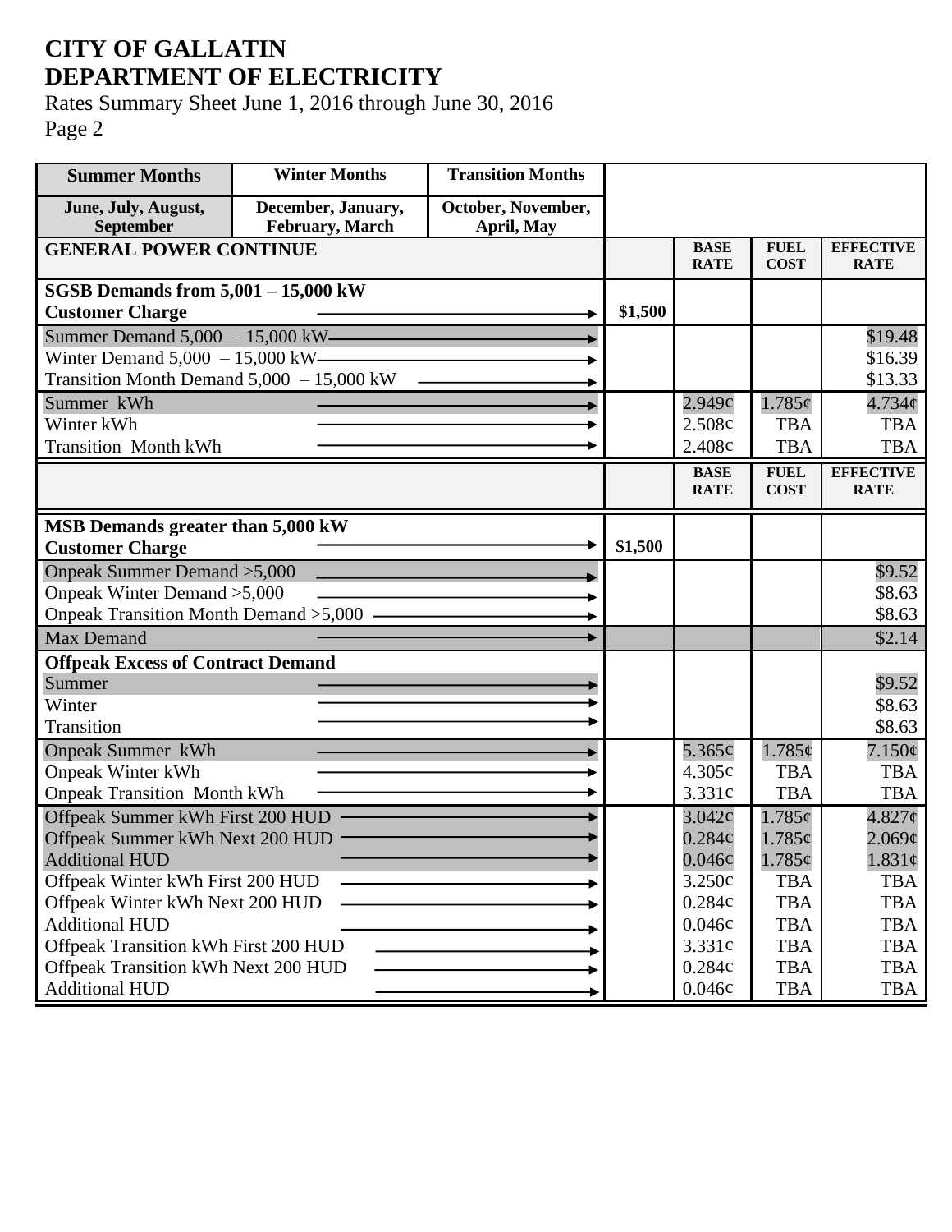# CITY OF GALLATIN
# DEPARTMENT OF ELECTRICITY

Rates Summary Sheet June 1, 2016 through June 30, 2016
Page 2

| Summer Months | Winter Months | Transition Months | | | | |
|---|---|---|---|---|---|---|
| June, July, August, September | December, January, February, March | October, November, April, May | | | | |
| **GENERAL POWER CONTINUE** | | | | **BASE RATE** | **FUEL COST** | **EFFECTIVE RATE** |
| **SGSB Demands from 5,001 – 15,000 kW** | | | | | | |
| **Customer Charge** | | | $1,500 | | | |
| Summer Demand 5,000 – 15,000 kW | | | | | | $19.48 |
| Winter Demand 5,000 – 15,000 kW | | | | | | $16.39 |
| Transition Month Demand 5,000 – 15,000 kW | | | | | | $13.33 |
| Summer kWh | | | | 2.949¢ | 1.785¢ | 4.734¢ |
| Winter kWh | | | | 2.508¢ | TBA | TBA |
| Transition Month kWh | | | | 2.408¢ | TBA | TBA |
| | | | | **BASE RATE** | **FUEL COST** | **EFFECTIVE RATE** |
| **MSB Demands greater than 5,000 kW** | | | | | | |
| **Customer Charge** | | | $1,500 | | | |
| Onpeak Summer Demand >5,000 | | | | | | $9.52 |
| Onpeak Winter Demand >5,000 | | | | | | $8.63 |
| Onpeak Transition Month Demand >5,000 | | | | | | $8.63 |
| Max Demand | | | | | | $2.14 |
| **Offpeak Excess of Contract Demand** | | | | | | |
| Summer | | | | | | $9.52 |
| Winter | | | | | | $8.63 |
| Transition | | | | | | $8.63 |
| Onpeak Summer kWh | | | | 5.365¢ | 1.785¢ | 7.150¢ |
| Onpeak Winter kWh | | | | 4.305¢ | TBA | TBA |
| Onpeak Transition Month kWh | | | | 3.331¢ | TBA | TBA |
| Offpeak Summer kWh First 200 HUD | | | | 3.042¢ | 1.785¢ | 4.827¢ |
| Offpeak Summer kWh Next 200 HUD | | | | 0.284¢ | 1.785¢ | 2.069¢ |
| Additional HUD | | | | 0.046¢ | 1.785¢ | 1.831¢ |
| Offpeak Winter kWh First 200 HUD | | | | 3.250¢ | TBA | TBA |
| Offpeak Winter kWh Next 200 HUD | | | | 0.284¢ | TBA | TBA |
| Additional HUD | | | | 0.046¢ | TBA | TBA |
| Offpeak Transition kWh First 200 HUD | | | | 3.331¢ | TBA | TBA |
| Offpeak Transition kWh Next 200 HUD | | | | 0.284¢ | TBA | TBA |
| Additional HUD | | | | 0.046¢ | TBA | TBA |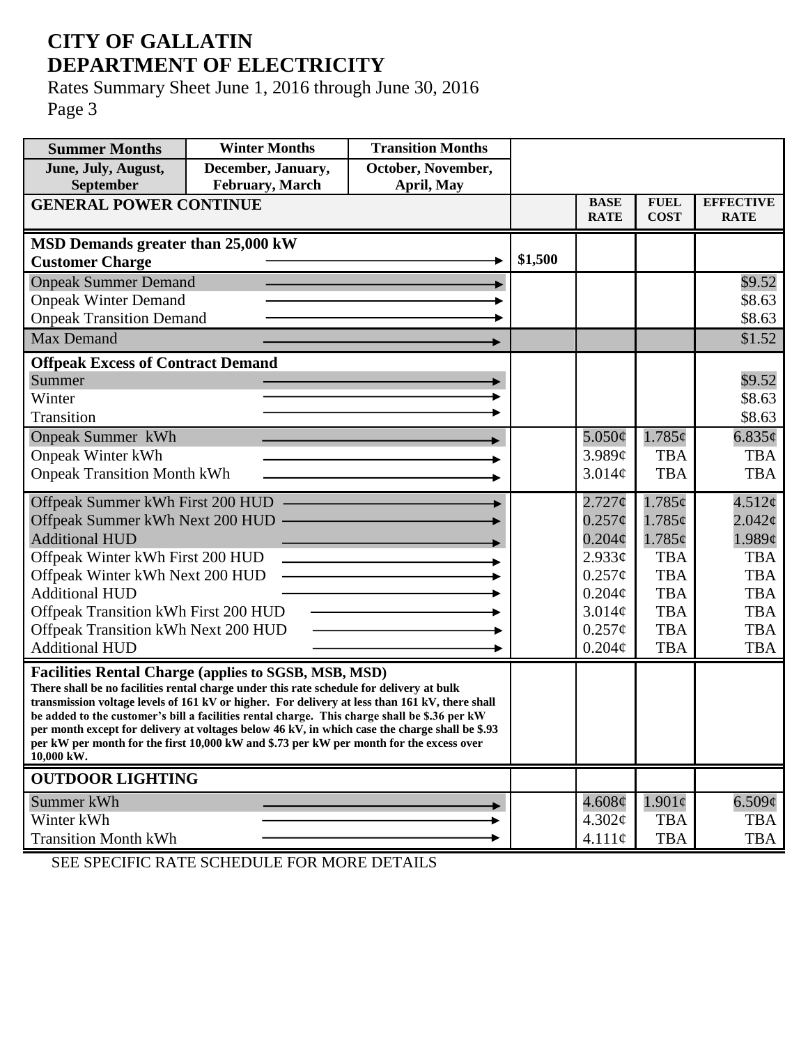# CITY OF GALLATIN
# DEPARTMENT OF ELECTRICITY

Rates Summary Sheet June 1, 2016 through June 30, 2016
Page 3

| Summer Months | Winter Months | Transition Months | | | | |
|---|---|---|---|---|---|---|
| June, July, August, September | December, January, February, March | October, November, April, May | | | | |
| **GENERAL POWER CONTINUE** | | | | **BASE RATE** | **FUEL COST** | **EFFECTIVE RATE** |
| **MSD Demands greater than 25,000 kW** | | | | | | |
| **Customer Charge** | | | $1,500 | | | |
| Onpeak Summer Demand | | | | | | $9.52 |
| Onpeak Winter Demand | | | | | | $8.63 |
| Onpeak Transition Demand | | | | | | $8.63 |
| Max Demand | | | | | | $1.52 |
| **Offpeak Excess of Contract Demand** | | | | | | |
| Summer | | | | | | $9.52 |
| Winter | | | | | | $8.63 |
| Transition | | | | | | $8.63 |
| Onpeak Summer kWh | | | | 5.050¢ | 1.785¢ | 6.835¢ |
| Onpeak Winter kWh | | | | 3.989¢ | TBA | TBA |
| Onpeak Transition Month kWh | | | | 3.014¢ | TBA | TBA |
| Offpeak Summer kWh First 200 HUD | | | | 2.727¢ | 1.785¢ | 4.512¢ |
| Offpeak Summer kWh Next 200 HUD | | | | 0.257¢ | 1.785¢ | 2.042¢ |
| Additional HUD | | | | 0.204¢ | 1.785¢ | 1.989¢ |
| Offpeak Winter kWh First 200 HUD | | | | 2.933¢ | TBA | TBA |
| Offpeak Winter kWh Next 200 HUD | | | | 0.257¢ | TBA | TBA |
| Additional HUD | | | | 0.204¢ | TBA | TBA |
| Offpeak Transition kWh First 200 HUD | | | | 3.014¢ | TBA | TBA |
| Offpeak Transition kWh Next 200 HUD | | | | 0.257¢ | TBA | TBA |
| Additional HUD | | | | 0.204¢ | TBA | TBA |

**Facilities Rental Charge (applies to SGSB, MSB, MSD)**
**There shall be no facilities rental charge under this rate schedule for delivery at bulk transmission voltage levels of 161 kV or higher. For delivery at less than 161 kV, there shall be added to the customer's bill a facilities rental charge. This charge shall be $.36 per kW per month except for delivery at voltages below 46 kV, in which case the charge shall be $.93 per kW per month for the first 10,000 kW and $.73 per kW per month for the excess over 10,000 kW.**

| **OUTDOOR LIGHTING** | | | |
|---|---|---|---|
| | **BASE RATE** | **FUEL COST** | **EFFECTIVE RATE** |
| Summer kWh | 4.608¢ | 1.901¢ | 6.509¢ |
| Winter kWh | 4.302¢ | TBA | TBA |
| Transition Month kWh | 4.111¢ | TBA | TBA |

SEE SPECIFIC RATE SCHEDULE FOR MORE DETAILS